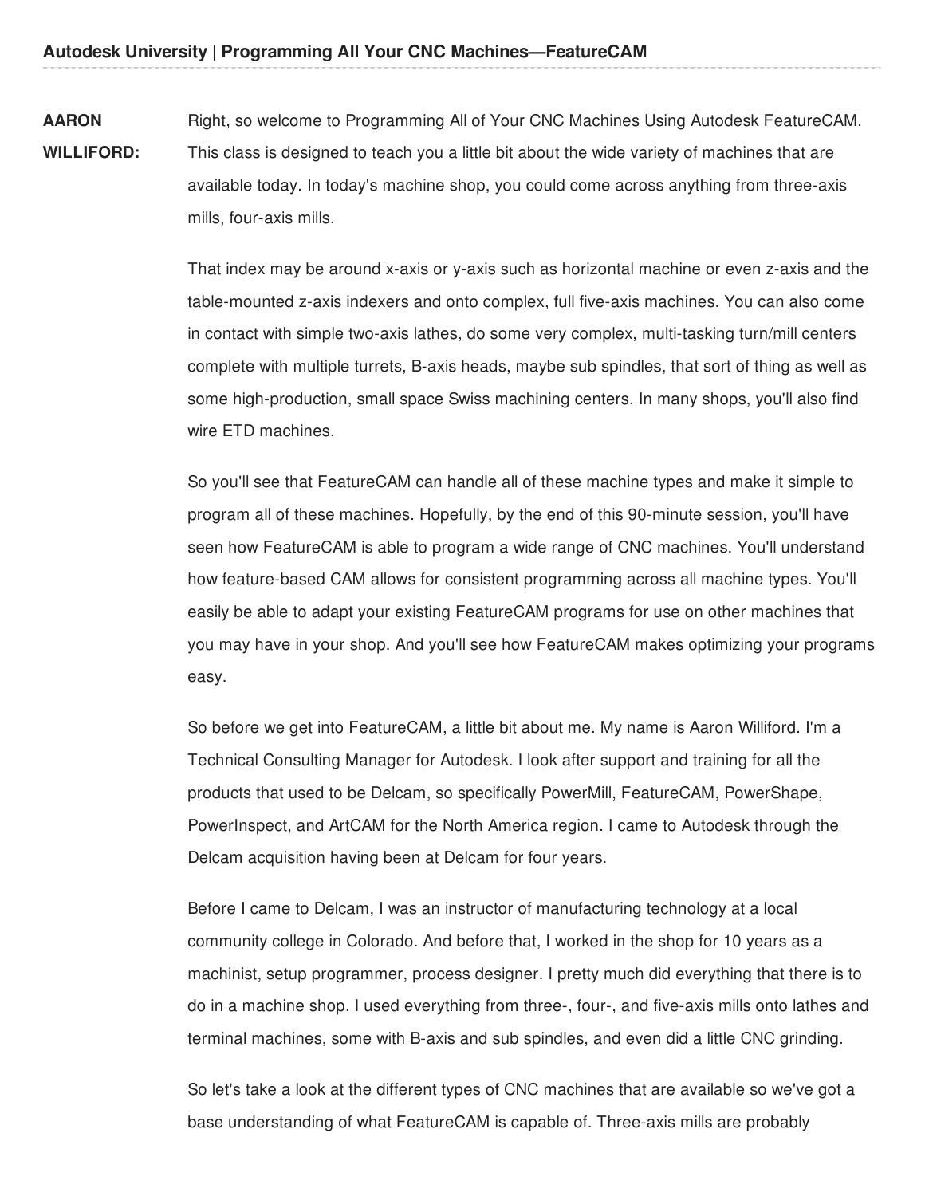**AARON WILLIFORD:** Right, so welcome to Programming All of Your CNC Machines Using Autodesk FeatureCAM. This class is designed to teach you a little bit about the wide variety of machines that are available today. In today's machine shop, you could come across anything from three-axis mills, four-axis mills.

That index may be around x-axis or y-axis such as horizontal machine or even z-axis and the table-mounted z-axis indexers and onto complex, full five-axis machines. You can also come in contact with simple two-axis lathes, do some very complex, multi-tasking turn/mill centers complete with multiple turrets, B-axis heads, maybe sub spindles, that sort of thing as well as some high-production, small space Swiss machining centers. In many shops, you'll also find wire ETD machines.

So you'll see that FeatureCAM can handle all of these machine types and make it simple to program all of these machines. Hopefully, by the end of this 90-minute session, you'll have seen how FeatureCAM is able to program a wide range of CNC machines. You'll understand how feature-based CAM allows for consistent programming across all machine types. You'll easily be able to adapt your existing FeatureCAM programs for use on other machines that you may have in your shop. And you'll see how FeatureCAM makes optimizing your programs easy.

So before we get into FeatureCAM, a little bit about me. My name is Aaron Williford. I'm a Technical Consulting Manager for Autodesk. I look after support and training for all the products that used to be Delcam, so specifically PowerMill, FeatureCAM, PowerShape, PowerInspect, and ArtCAM for the North America region. I came to Autodesk through the Delcam acquisition having been at Delcam for four years.

Before I came to Delcam, I was an instructor of manufacturing technology at a local community college in Colorado. And before that, I worked in the shop for 10 years as a machinist, setup programmer, process designer. I pretty much did everything that there is to do in a machine shop. I used everything from three-, four-, and five-axis mills onto lathes and terminal machines, some with B-axis and sub spindles, and even did a little CNC grinding.

So let's take a look at the different types of CNC machines that are available so we've got a base understanding of what FeatureCAM is capable of. Three-axis mills are probably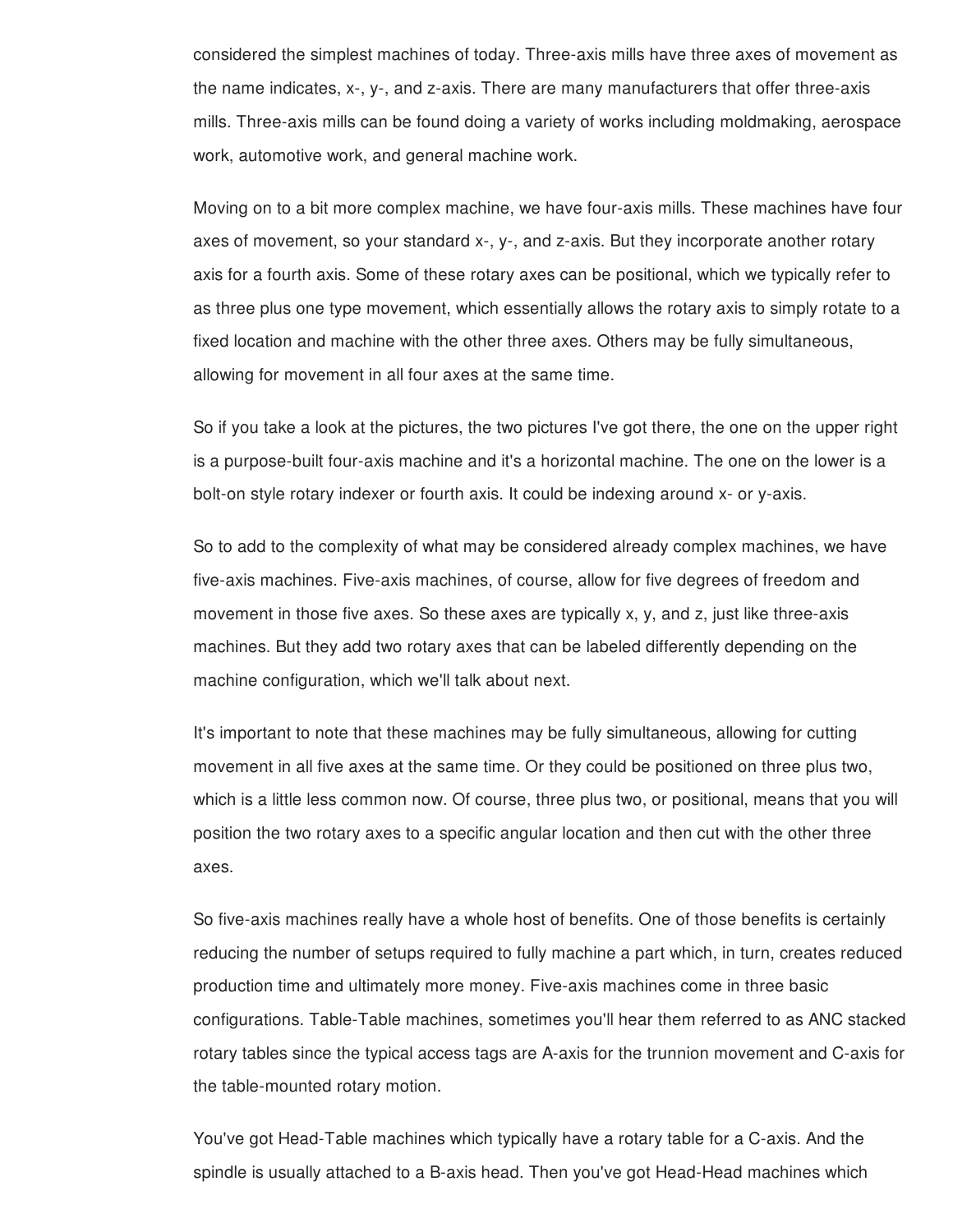considered the simplest machines of today. Three-axis mills have three axes of movement as the name indicates, x-, y-, and z-axis. There are many manufacturers that offer three-axis mills. Three-axis mills can be found doing a variety of works including moldmaking, aerospace work, automotive work, and general machine work.

Moving on to a bit more complex machine, we have four-axis mills. These machines have four axes of movement, so your standard x-, y-, and z-axis. But they incorporate another rotary axis for a fourth axis. Some of these rotary axes can be positional, which we typically refer to as three plus one type movement, which essentially allows the rotary axis to simply rotate to a fixed location and machine with the other three axes. Others may be fully simultaneous, allowing for movement in all four axes at the same time.

So if you take a look at the pictures, the two pictures I've got there, the one on the upper right is a purpose-built four-axis machine and it's a horizontal machine. The one on the lower is a bolt-on style rotary indexer or fourth axis. It could be indexing around x- or y-axis.

So to add to the complexity of what may be considered already complex machines, we have five-axis machines. Five-axis machines, of course, allow for five degrees of freedom and movement in those five axes. So these axes are typically x, y, and z, just like three-axis machines. But they add two rotary axes that can be labeled differently depending on the machine configuration, which we'll talk about next.

It's important to note that these machines may be fully simultaneous, allowing for cutting movement in all five axes at the same time. Or they could be positioned on three plus two, which is a little less common now. Of course, three plus two, or positional, means that you will position the two rotary axes to a specific angular location and then cut with the other three axes.

So five-axis machines really have a whole host of benefits. One of those benefits is certainly reducing the number of setups required to fully machine a part which, in turn, creates reduced production time and ultimately more money. Five-axis machines come in three basic configurations. Table-Table machines, sometimes you'll hear them referred to as ANC stacked rotary tables since the typical access tags are A-axis for the trunnion movement and C-axis for the table-mounted rotary motion.

You've got Head-Table machines which typically have a rotary table for a C-axis. And the spindle is usually attached to a B-axis head. Then you've got Head-Head machines which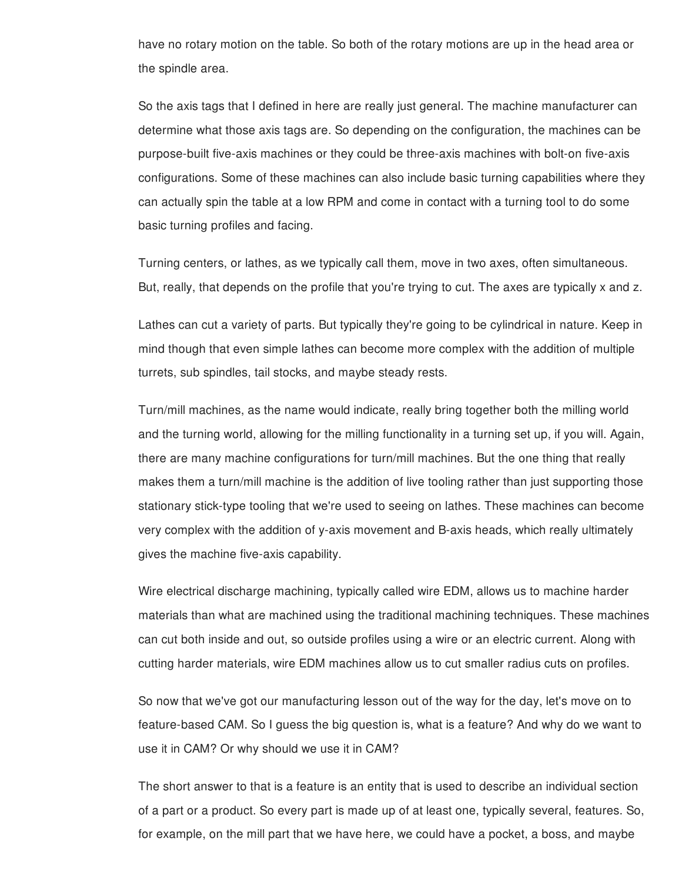have no rotary motion on the table. So both of the rotary motions are up in the head area or the spindle area.

So the axis tags that I defined in here are really just general. The machine manufacturer can determine what those axis tags are. So depending on the configuration, the machines can be purpose-built five-axis machines or they could be three-axis machines with bolt-on five-axis configurations. Some of these machines can also include basic turning capabilities where they can actually spin the table at a low RPM and come in contact with a turning tool to do some basic turning profiles and facing.

Turning centers, or lathes, as we typically call them, move in two axes, often simultaneous. But, really, that depends on the profile that you're trying to cut. The axes are typically x and z.

Lathes can cut a variety of parts. But typically they're going to be cylindrical in nature. Keep in mind though that even simple lathes can become more complex with the addition of multiple turrets, sub spindles, tail stocks, and maybe steady rests.

Turn/mill machines, as the name would indicate, really bring together both the milling world and the turning world, allowing for the milling functionality in a turning set up, if you will. Again, there are many machine configurations for turn/mill machines. But the one thing that really makes them a turn/mill machine is the addition of live tooling rather than just supporting those stationary stick-type tooling that we're used to seeing on lathes. These machines can become very complex with the addition of y-axis movement and B-axis heads, which really ultimately gives the machine five-axis capability.

Wire electrical discharge machining, typically called wire EDM, allows us to machine harder materials than what are machined using the traditional machining techniques. These machines can cut both inside and out, so outside profiles using a wire or an electric current. Along with cutting harder materials, wire EDM machines allow us to cut smaller radius cuts on profiles.

So now that we've got our manufacturing lesson out of the way for the day, let's move on to feature-based CAM. So I guess the big question is, what is a feature? And why do we want to use it in CAM? Or why should we use it in CAM?

The short answer to that is a feature is an entity that is used to describe an individual section of a part or a product. So every part is made up of at least one, typically several, features. So, for example, on the mill part that we have here, we could have a pocket, a boss, and maybe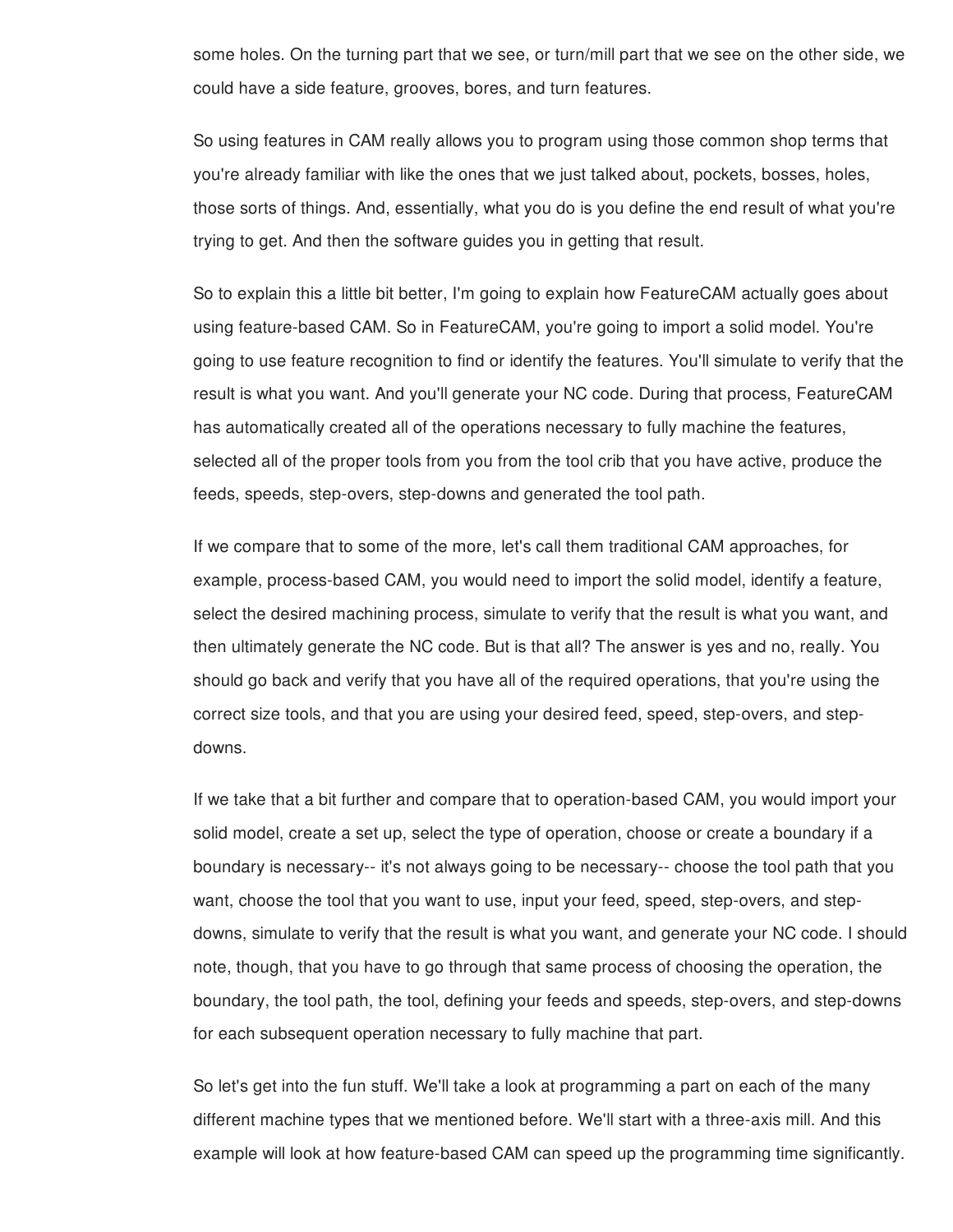some holes. On the turning part that we see, or turn/mill part that we see on the other side, we could have a side feature, grooves, bores, and turn features.

So using features in CAM really allows you to program using those common shop terms that you're already familiar with like the ones that we just talked about, pockets, bosses, holes, those sorts of things. And, essentially, what you do is you define the end result of what you're trying to get. And then the software guides you in getting that result.

So to explain this a little bit better, I'm going to explain how FeatureCAM actually goes about using feature-based CAM. So in FeatureCAM, you're going to import a solid model. You're going to use feature recognition to find or identify the features. You'll simulate to verify that the result is what you want. And you'll generate your NC code. During that process, FeatureCAM has automatically created all of the operations necessary to fully machine the features, selected all of the proper tools from you from the tool crib that you have active, produce the feeds, speeds, step-overs, step-downs and generated the tool path.

If we compare that to some of the more, let's call them traditional CAM approaches, for example, process-based CAM, you would need to import the solid model, identify a feature, select the desired machining process, simulate to verify that the result is what you want, and then ultimately generate the NC code. But is that all? The answer is yes and no, really. You should go back and verify that you have all of the required operations, that you're using the correct size tools, and that you are using your desired feed, speed, step-overs, and step-downs.

If we take that a bit further and compare that to operation-based CAM, you would import your solid model, create a set up, select the type of operation, choose or create a boundary if a boundary is necessary-- it's not always going to be necessary-- choose the tool path that you want, choose the tool that you want to use, input your feed, speed, step-overs, and step-downs, simulate to verify that the result is what you want, and generate your NC code. I should note, though, that you have to go through that same process of choosing the operation, the boundary, the tool path, the tool, defining your feeds and speeds, step-overs, and step-downs for each subsequent operation necessary to fully machine that part.

So let's get into the fun stuff. We'll take a look at programming a part on each of the many different machine types that we mentioned before. We'll start with a three-axis mill. And this example will look at how feature-based CAM can speed up the programming time significantly.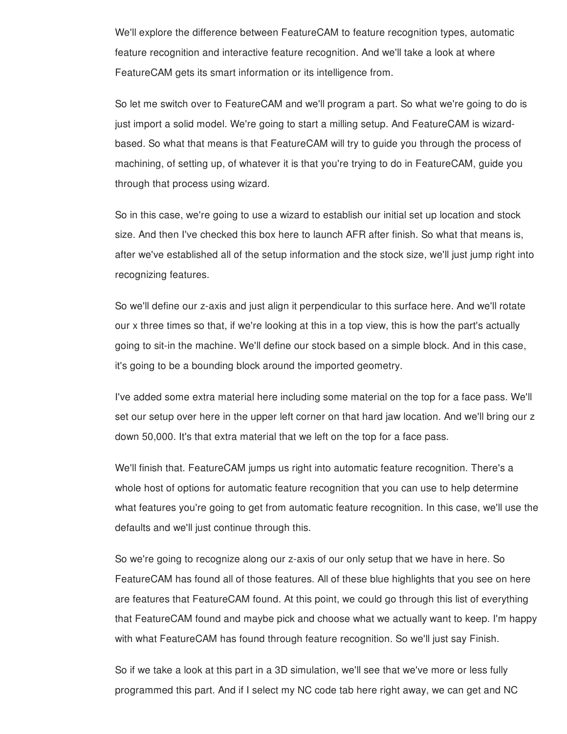We'll explore the difference between FeatureCAM to feature recognition types, automatic feature recognition and interactive feature recognition. And we'll take a look at where FeatureCAM gets its smart information or its intelligence from.

So let me switch over to FeatureCAM and we'll program a part. So what we're going to do is just import a solid model. We're going to start a milling setup. And FeatureCAM is wizard-based. So what that means is that FeatureCAM will try to guide you through the process of machining, of setting up, of whatever it is that you're trying to do in FeatureCAM, guide you through that process using wizard.

So in this case, we're going to use a wizard to establish our initial set up location and stock size. And then I've checked this box here to launch AFR after finish. So what that means is, after we've established all of the setup information and the stock size, we'll just jump right into recognizing features.

So we'll define our z-axis and just align it perpendicular to this surface here. And we'll rotate our x three times so that, if we're looking at this in a top view, this is how the part's actually going to sit-in the machine. We'll define our stock based on a simple block. And in this case, it's going to be a bounding block around the imported geometry.

I've added some extra material here including some material on the top for a face pass. We'll set our setup over here in the upper left corner on that hard jaw location. And we'll bring our z down 50,000. It's that extra material that we left on the top for a face pass.

We'll finish that. FeatureCAM jumps us right into automatic feature recognition. There's a whole host of options for automatic feature recognition that you can use to help determine what features you're going to get from automatic feature recognition. In this case, we'll use the defaults and we'll just continue through this.

So we're going to recognize along our z-axis of our only setup that we have in here. So FeatureCAM has found all of those features. All of these blue highlights that you see on here are features that FeatureCAM found. At this point, we could go through this list of everything that FeatureCAM found and maybe pick and choose what we actually want to keep. I'm happy with what FeatureCAM has found through feature recognition. So we'll just say Finish.

So if we take a look at this part in a 3D simulation, we'll see that we've more or less fully programmed this part. And if I select my NC code tab here right away, we can get and NC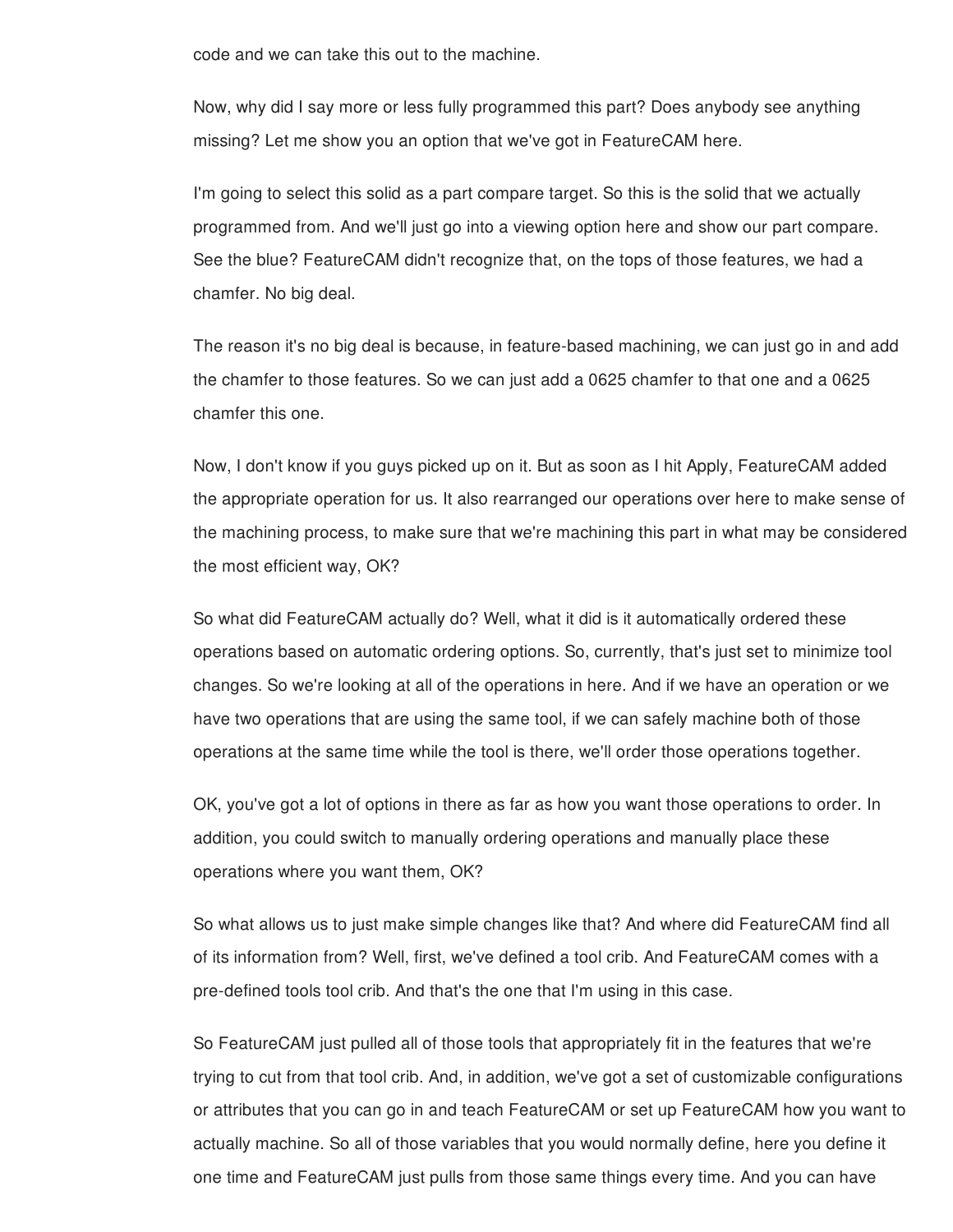code and we can take this out to the machine.

Now, why did I say more or less fully programmed this part? Does anybody see anything missing? Let me show you an option that we've got in FeatureCAM here.

I'm going to select this solid as a part compare target. So this is the solid that we actually programmed from. And we'll just go into a viewing option here and show our part compare. See the blue? FeatureCAM didn't recognize that, on the tops of those features, we had a chamfer. No big deal.

The reason it's no big deal is because, in feature-based machining, we can just go in and add the chamfer to those features. So we can just add a 0625 chamfer to that one and a 0625 chamfer this one.

Now, I don't know if you guys picked up on it. But as soon as I hit Apply, FeatureCAM added the appropriate operation for us. It also rearranged our operations over here to make sense of the machining process, to make sure that we're machining this part in what may be considered the most efficient way, OK?

So what did FeatureCAM actually do? Well, what it did is it automatically ordered these operations based on automatic ordering options. So, currently, that's just set to minimize tool changes. So we're looking at all of the operations in here. And if we have an operation or we have two operations that are using the same tool, if we can safely machine both of those operations at the same time while the tool is there, we'll order those operations together.

OK, you've got a lot of options in there as far as how you want those operations to order. In addition, you could switch to manually ordering operations and manually place these operations where you want them, OK?

So what allows us to just make simple changes like that? And where did FeatureCAM find all of its information from? Well, first, we've defined a tool crib. And FeatureCAM comes with a pre-defined tools tool crib. And that's the one that I'm using in this case.

So FeatureCAM just pulled all of those tools that appropriately fit in the features that we're trying to cut from that tool crib. And, in addition, we've got a set of customizable configurations or attributes that you can go in and teach FeatureCAM or set up FeatureCAM how you want to actually machine. So all of those variables that you would normally define, here you define it one time and FeatureCAM just pulls from those same things every time. And you can have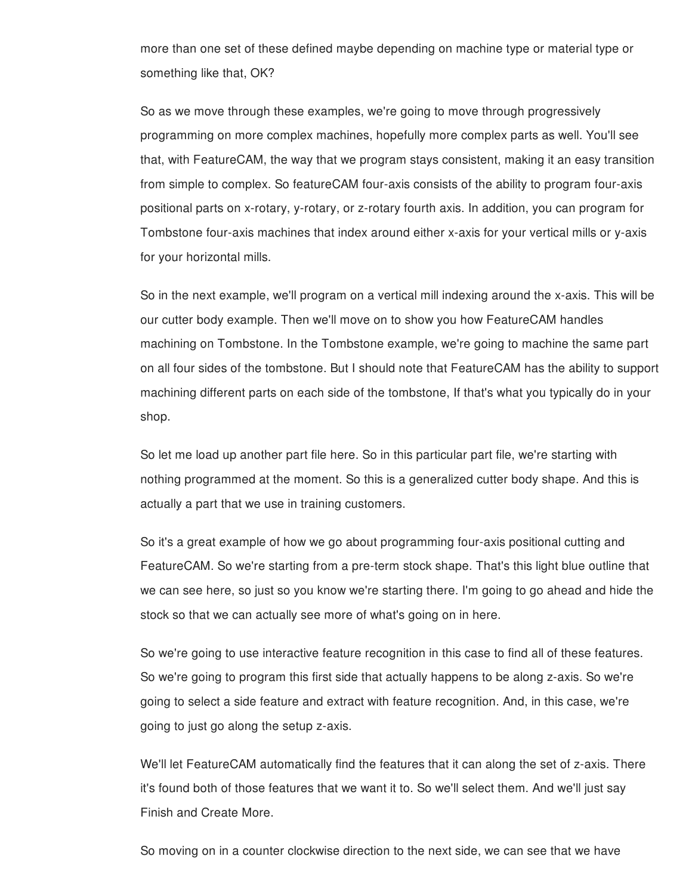more than one set of these defined maybe depending on machine type or material type or something like that, OK?

So as we move through these examples, we're going to move through progressively programming on more complex machines, hopefully more complex parts as well. You'll see that, with FeatureCAM, the way that we program stays consistent, making it an easy transition from simple to complex. So featureCAM four-axis consists of the ability to program four-axis positional parts on x-rotary, y-rotary, or z-rotary fourth axis. In addition, you can program for Tombstone four-axis machines that index around either x-axis for your vertical mills or y-axis for your horizontal mills.

So in the next example, we'll program on a vertical mill indexing around the x-axis. This will be our cutter body example. Then we'll move on to show you how FeatureCAM handles machining on Tombstone. In the Tombstone example, we're going to machine the same part on all four sides of the tombstone. But I should note that FeatureCAM has the ability to support machining different parts on each side of the tombstone, If that's what you typically do in your shop.

So let me load up another part file here. So in this particular part file, we're starting with nothing programmed at the moment. So this is a generalized cutter body shape. And this is actually a part that we use in training customers.

So it's a great example of how we go about programming four-axis positional cutting and FeatureCAM. So we're starting from a pre-term stock shape. That's this light blue outline that we can see here, so just so you know we're starting there. I'm going to go ahead and hide the stock so that we can actually see more of what's going on in here.

So we're going to use interactive feature recognition in this case to find all of these features. So we're going to program this first side that actually happens to be along z-axis. So we're going to select a side feature and extract with feature recognition. And, in this case, we're going to just go along the setup z-axis.

We'll let FeatureCAM automatically find the features that it can along the set of z-axis. There it's found both of those features that we want it to. So we'll select them. And we'll just say Finish and Create More.

So moving on in a counter clockwise direction to the next side, we can see that we have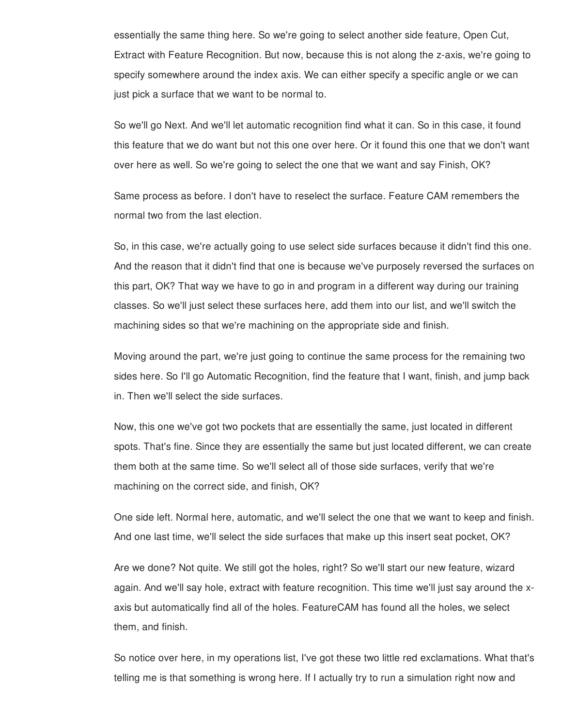essentially the same thing here. So we're going to select another side feature, Open Cut, Extract with Feature Recognition. But now, because this is not along the z-axis, we're going to specify somewhere around the index axis. We can either specify a specific angle or we can just pick a surface that we want to be normal to.

So we'll go Next. And we'll let automatic recognition find what it can. So in this case, it found this feature that we do want but not this one over here. Or it found this one that we don't want over here as well. So we're going to select the one that we want and say Finish, OK?

Same process as before. I don't have to reselect the surface. Feature CAM remembers the normal two from the last election.

So, in this case, we're actually going to use select side surfaces because it didn't find this one. And the reason that it didn't find that one is because we've purposely reversed the surfaces on this part, OK? That way we have to go in and program in a different way during our training classes. So we'll just select these surfaces here, add them into our list, and we'll switch the machining sides so that we're machining on the appropriate side and finish.

Moving around the part, we're just going to continue the same process for the remaining two sides here. So I'll go Automatic Recognition, find the feature that I want, finish, and jump back in. Then we'll select the side surfaces.

Now, this one we've got two pockets that are essentially the same, just located in different spots. That's fine. Since they are essentially the same but just located different, we can create them both at the same time. So we'll select all of those side surfaces, verify that we're machining on the correct side, and finish, OK?

One side left. Normal here, automatic, and we'll select the one that we want to keep and finish. And one last time, we'll select the side surfaces that make up this insert seat pocket, OK?

Are we done? Not quite. We still got the holes, right? So we'll start our new feature, wizard again. And we'll say hole, extract with feature recognition. This time we'll just say around the x-axis but automatically find all of the holes. FeatureCAM has found all the holes, we select them, and finish.

So notice over here, in my operations list, I've got these two little red exclamations. What that's telling me is that something is wrong here. If I actually try to run a simulation right now and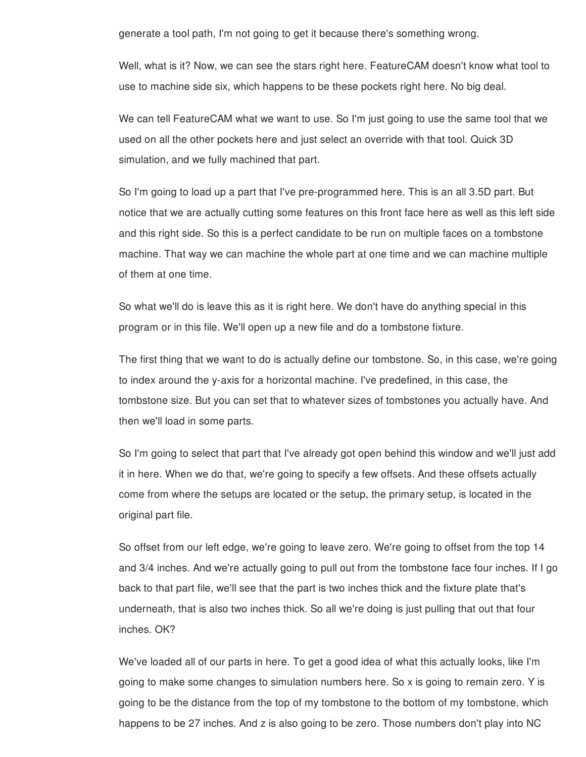generate a tool path, I'm not going to get it because there's something wrong.

Well, what is it? Now, we can see the stars right here. FeatureCAM doesn't know what tool to use to machine side six, which happens to be these pockets right here. No big deal.

We can tell FeatureCAM what we want to use. So I'm just going to use the same tool that we used on all the other pockets here and just select an override with that tool. Quick 3D simulation, and we fully machined that part.

So I'm going to load up a part that I've pre-programmed here. This is an all 3.5D part. But notice that we are actually cutting some features on this front face here as well as this left side and this right side. So this is a perfect candidate to be run on multiple faces on a tombstone machine. That way we can machine the whole part at one time and we can machine multiple of them at one time.

So what we'll do is leave this as it is right here. We don't have do anything special in this program or in this file. We'll open up a new file and do a tombstone fixture.

The first thing that we want to do is actually define our tombstone. So, in this case, we're going to index around the y-axis for a horizontal machine. I've predefined, in this case, the tombstone size. But you can set that to whatever sizes of tombstones you actually have. And then we'll load in some parts.

So I'm going to select that part that I've already got open behind this window and we'll just add it in here. When we do that, we're going to specify a few offsets. And these offsets actually come from where the setups are located or the setup, the primary setup, is located in the original part file.

So offset from our left edge, we're going to leave zero. We're going to offset from the top 14 and 3/4 inches. And we're actually going to pull out from the tombstone face four inches. If I go back to that part file, we'll see that the part is two inches thick and the fixture plate that's underneath, that is also two inches thick. So all we're doing is just pulling that out that four inches. OK?

We've loaded all of our parts in here. To get a good idea of what this actually looks, like I'm going to make some changes to simulation numbers here. So x is going to remain zero. Y is going to be the distance from the top of my tombstone to the bottom of my tombstone, which happens to be 27 inches. And z is also going to be zero. Those numbers don't play into NC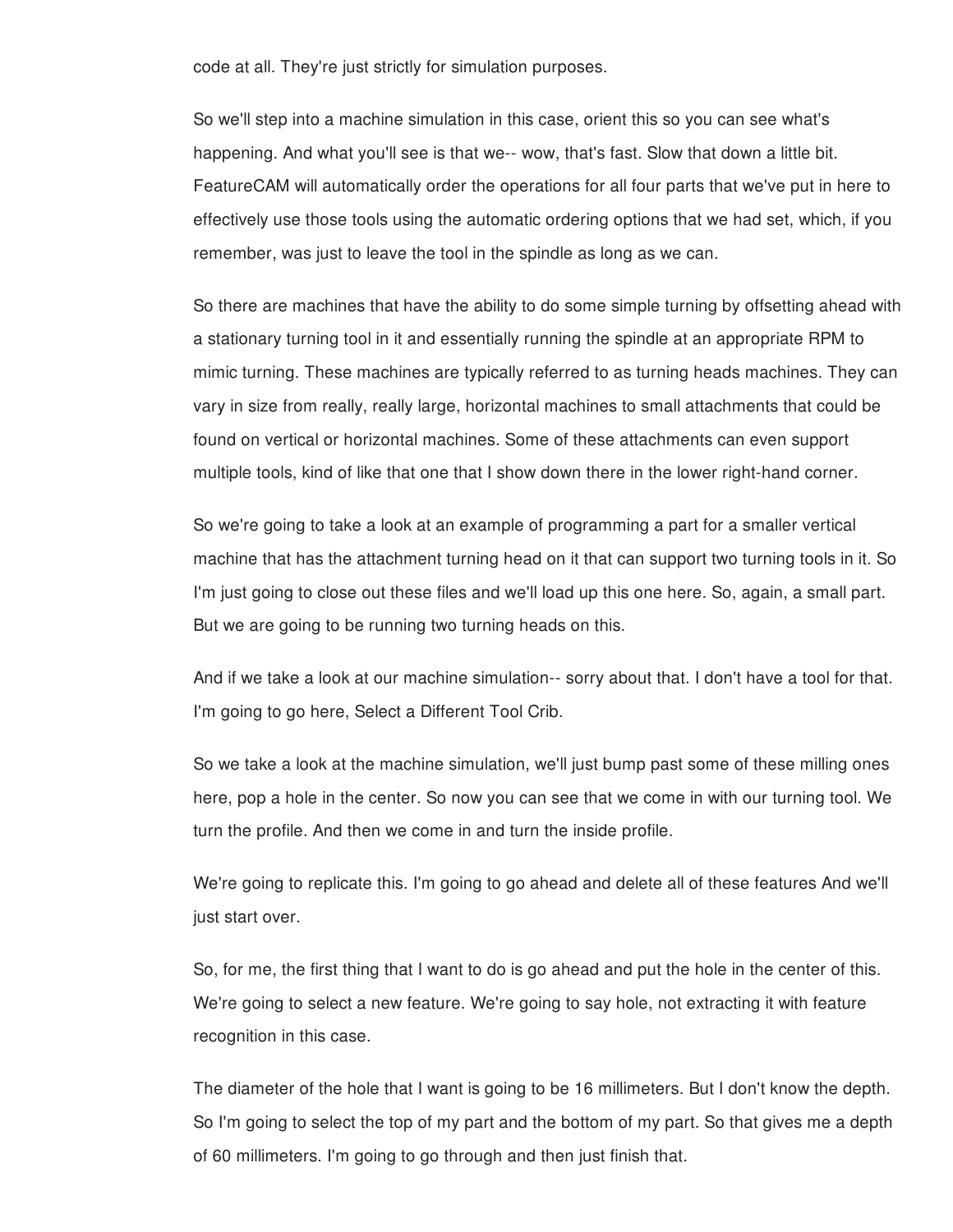code at all. They're just strictly for simulation purposes.

So we'll step into a machine simulation in this case, orient this so you can see what's happening. And what you'll see is that we-- wow, that's fast. Slow that down a little bit. FeatureCAM will automatically order the operations for all four parts that we've put in here to effectively use those tools using the automatic ordering options that we had set, which, if you remember, was just to leave the tool in the spindle as long as we can.

So there are machines that have the ability to do some simple turning by offsetting ahead with a stationary turning tool in it and essentially running the spindle at an appropriate RPM to mimic turning. These machines are typically referred to as turning heads machines. They can vary in size from really, really large, horizontal machines to small attachments that could be found on vertical or horizontal machines. Some of these attachments can even support multiple tools, kind of like that one that I show down there in the lower right-hand corner.

So we're going to take a look at an example of programming a part for a smaller vertical machine that has the attachment turning head on it that can support two turning tools in it. So I'm just going to close out these files and we'll load up this one here. So, again, a small part. But we are going to be running two turning heads on this.

And if we take a look at our machine simulation-- sorry about that. I don't have a tool for that. I'm going to go here, Select a Different Tool Crib.

So we take a look at the machine simulation, we'll just bump past some of these milling ones here, pop a hole in the center. So now you can see that we come in with our turning tool. We turn the profile. And then we come in and turn the inside profile.

We're going to replicate this. I'm going to go ahead and delete all of these features And we'll just start over.

So, for me, the first thing that I want to do is go ahead and put the hole in the center of this. We're going to select a new feature. We're going to say hole, not extracting it with feature recognition in this case.

The diameter of the hole that I want is going to be 16 millimeters. But I don't know the depth. So I'm going to select the top of my part and the bottom of my part. So that gives me a depth of 60 millimeters. I'm going to go through and then just finish that.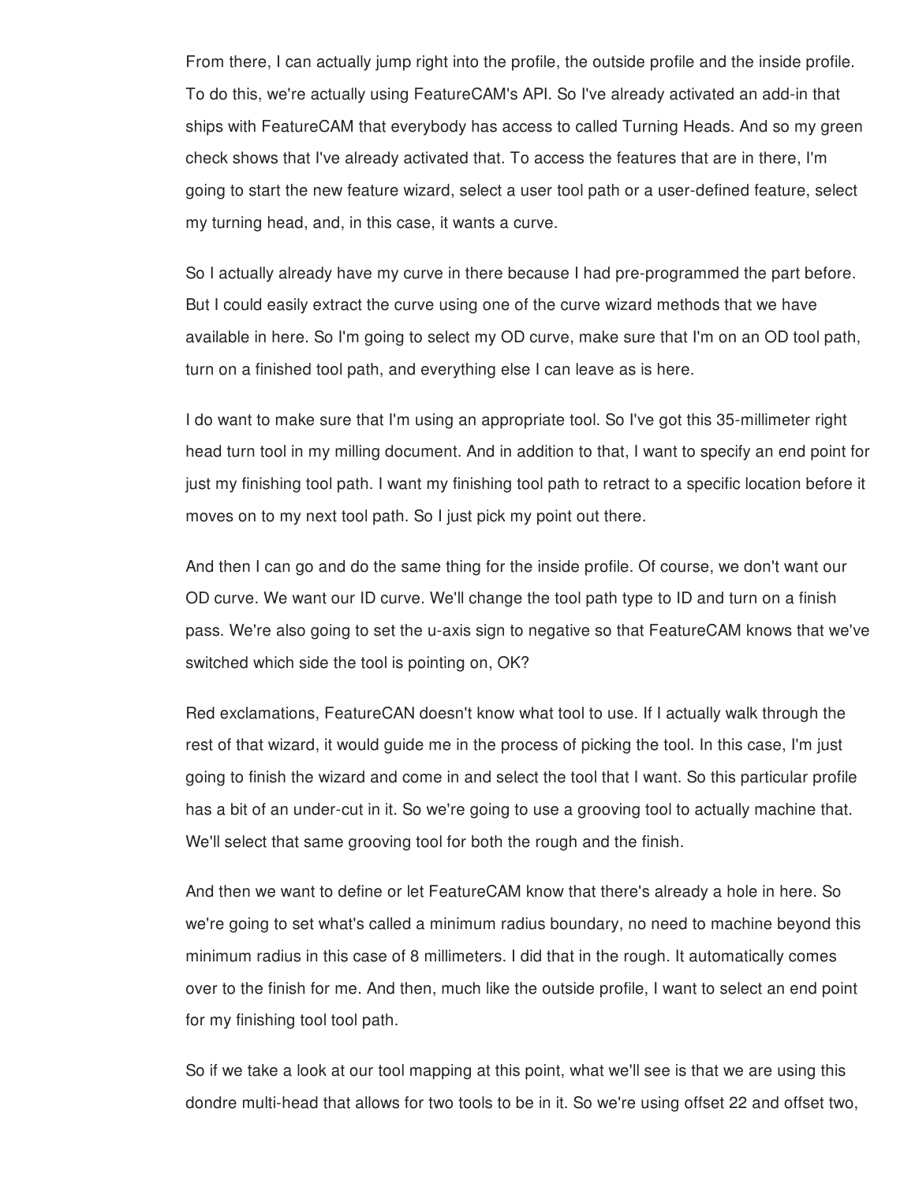From there, I can actually jump right into the profile, the outside profile and the inside profile. To do this, we're actually using FeatureCAM's API. So I've already activated an add-in that ships with FeatureCAM that everybody has access to called Turning Heads. And so my green check shows that I've already activated that. To access the features that are in there, I'm going to start the new feature wizard, select a user tool path or a user-defined feature, select my turning head, and, in this case, it wants a curve.

So I actually already have my curve in there because I had pre-programmed the part before. But I could easily extract the curve using one of the curve wizard methods that we have available in here. So I'm going to select my OD curve, make sure that I'm on an OD tool path, turn on a finished tool path, and everything else I can leave as is here.

I do want to make sure that I'm using an appropriate tool. So I've got this 35-millimeter right head turn tool in my milling document. And in addition to that, I want to specify an end point for just my finishing tool path. I want my finishing tool path to retract to a specific location before it moves on to my next tool path. So I just pick my point out there.

And then I can go and do the same thing for the inside profile. Of course, we don't want our OD curve. We want our ID curve. We'll change the tool path type to ID and turn on a finish pass. We're also going to set the u-axis sign to negative so that FeatureCAM knows that we've switched which side the tool is pointing on, OK?

Red exclamations, FeatureCAN doesn't know what tool to use. If I actually walk through the rest of that wizard, it would guide me in the process of picking the tool. In this case, I'm just going to finish the wizard and come in and select the tool that I want. So this particular profile has a bit of an under-cut in it. So we're going to use a grooving tool to actually machine that. We'll select that same grooving tool for both the rough and the finish.

And then we want to define or let FeatureCAM know that there's already a hole in here. So we're going to set what's called a minimum radius boundary, no need to machine beyond this minimum radius in this case of 8 millimeters. I did that in the rough. It automatically comes over to the finish for me. And then, much like the outside profile, I want to select an end point for my finishing tool tool path.

So if we take a look at our tool mapping at this point, what we'll see is that we are using this dondre multi-head that allows for two tools to be in it. So we're using offset 22 and offset two,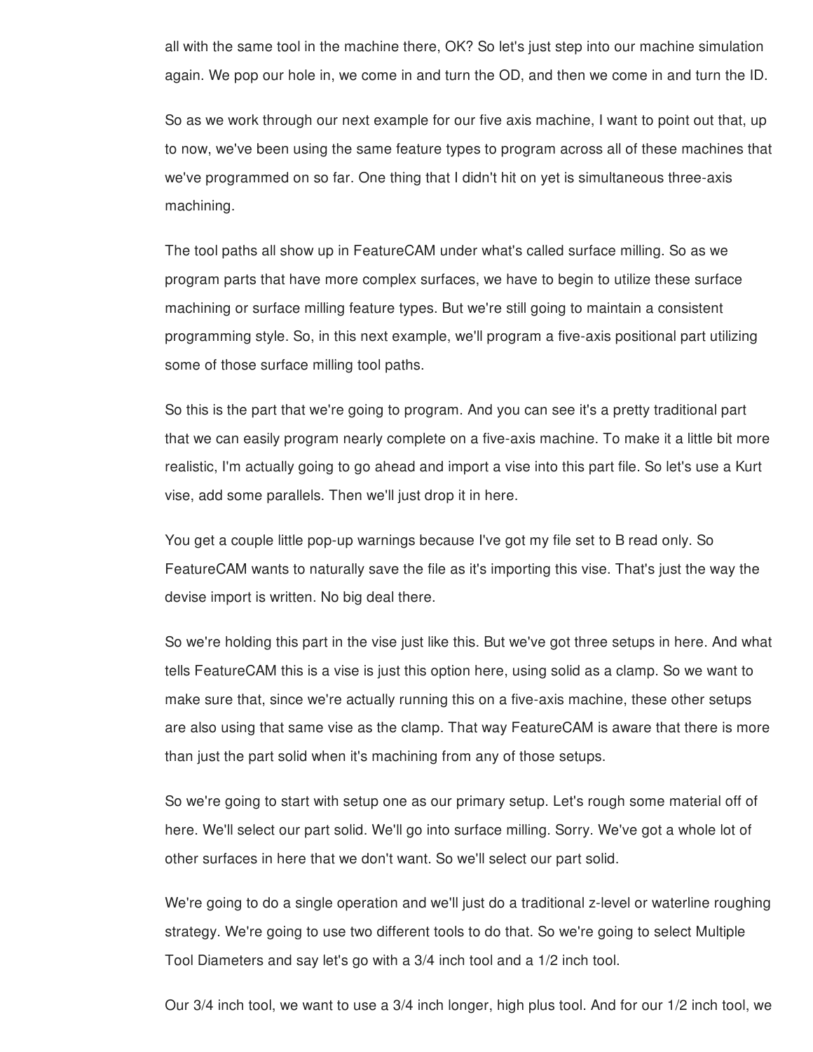all with the same tool in the machine there, OK? So let's just step into our machine simulation again. We pop our hole in, we come in and turn the OD, and then we come in and turn the ID.

So as we work through our next example for our five axis machine, I want to point out that, up to now, we've been using the same feature types to program across all of these machines that we've programmed on so far. One thing that I didn't hit on yet is simultaneous three-axis machining.

The tool paths all show up in FeatureCAM under what's called surface milling. So as we program parts that have more complex surfaces, we have to begin to utilize these surface machining or surface milling feature types. But we're still going to maintain a consistent programming style. So, in this next example, we'll program a five-axis positional part utilizing some of those surface milling tool paths.

So this is the part that we're going to program. And you can see it's a pretty traditional part that we can easily program nearly complete on a five-axis machine. To make it a little bit more realistic, I'm actually going to go ahead and import a vise into this part file. So let's use a Kurt vise, add some parallels. Then we'll just drop it in here.

You get a couple little pop-up warnings because I've got my file set to B read only. So FeatureCAM wants to naturally save the file as it's importing this vise. That's just the way the devise import is written. No big deal there.

So we're holding this part in the vise just like this. But we've got three setups in here. And what tells FeatureCAM this is a vise is just this option here, using solid as a clamp. So we want to make sure that, since we're actually running this on a five-axis machine, these other setups are also using that same vise as the clamp. That way FeatureCAM is aware that there is more than just the part solid when it's machining from any of those setups.

So we're going to start with setup one as our primary setup. Let's rough some material off of here. We'll select our part solid. We'll go into surface milling. Sorry. We've got a whole lot of other surfaces in here that we don't want. So we'll select our part solid.

We're going to do a single operation and we'll just do a traditional z-level or waterline roughing strategy. We're going to use two different tools to do that. So we're going to select Multiple Tool Diameters and say let's go with a 3/4 inch tool and a 1/2 inch tool.

Our 3/4 inch tool, we want to use a 3/4 inch longer, high plus tool. And for our 1/2 inch tool, we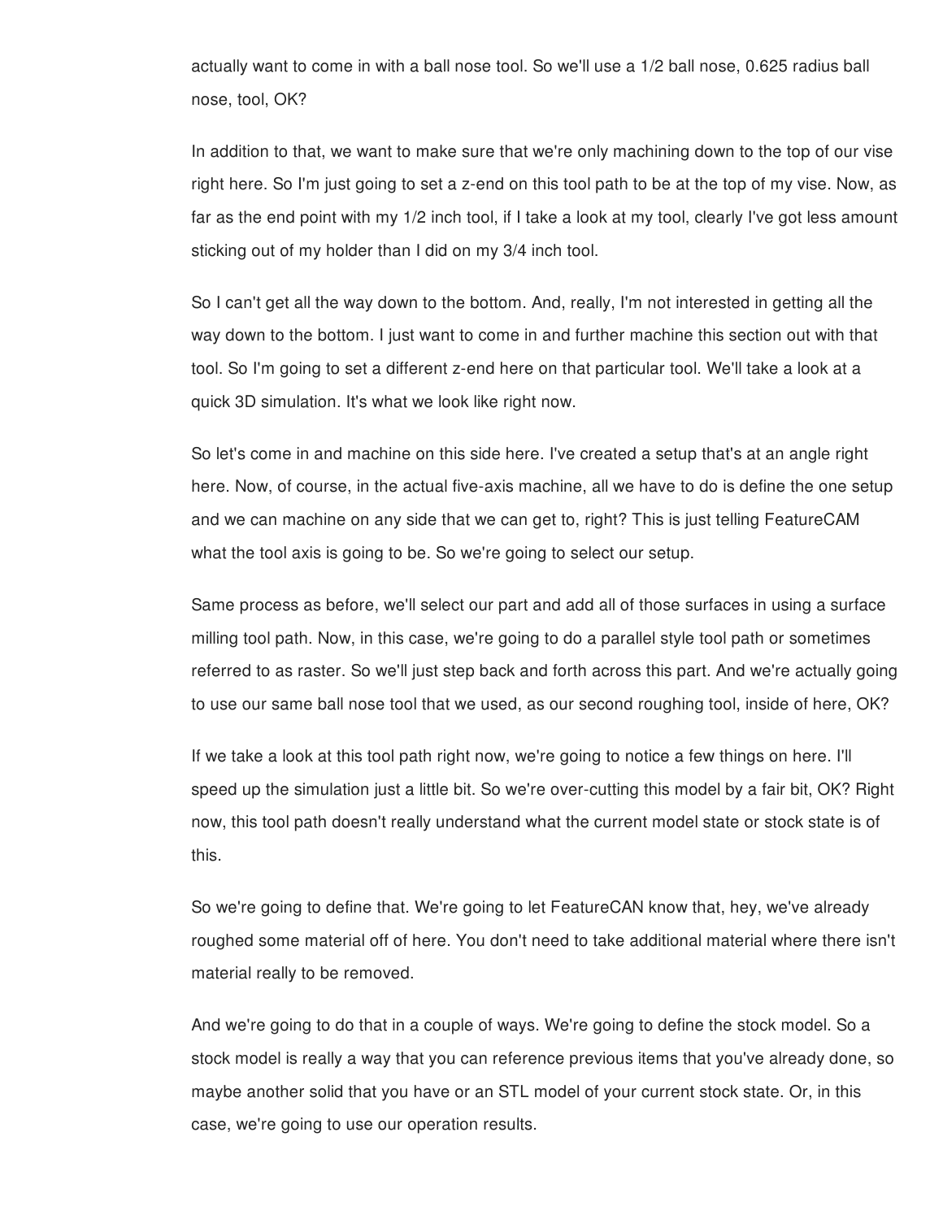actually want to come in with a ball nose tool. So we'll use a 1/2 ball nose, 0.625 radius ball nose, tool, OK?

In addition to that, we want to make sure that we're only machining down to the top of our vise right here. So I'm just going to set a z-end on this tool path to be at the top of my vise. Now, as far as the end point with my 1/2 inch tool, if I take a look at my tool, clearly I've got less amount sticking out of my holder than I did on my 3/4 inch tool.

So I can't get all the way down to the bottom. And, really, I'm not interested in getting all the way down to the bottom. I just want to come in and further machine this section out with that tool. So I'm going to set a different z-end here on that particular tool. We'll take a look at a quick 3D simulation. It's what we look like right now.

So let's come in and machine on this side here. I've created a setup that's at an angle right here. Now, of course, in the actual five-axis machine, all we have to do is define the one setup and we can machine on any side that we can get to, right? This is just telling FeatureCAM what the tool axis is going to be. So we're going to select our setup.

Same process as before, we'll select our part and add all of those surfaces in using a surface milling tool path. Now, in this case, we're going to do a parallel style tool path or sometimes referred to as raster. So we'll just step back and forth across this part. And we're actually going to use our same ball nose tool that we used, as our second roughing tool, inside of here, OK?

If we take a look at this tool path right now, we're going to notice a few things on here. I'll speed up the simulation just a little bit. So we're over-cutting this model by a fair bit, OK? Right now, this tool path doesn't really understand what the current model state or stock state is of this.

So we're going to define that. We're going to let FeatureCAN know that, hey, we've already roughed some material off of here. You don't need to take additional material where there isn't material really to be removed.

And we're going to do that in a couple of ways. We're going to define the stock model. So a stock model is really a way that you can reference previous items that you've already done, so maybe another solid that you have or an STL model of your current stock state. Or, in this case, we're going to use our operation results.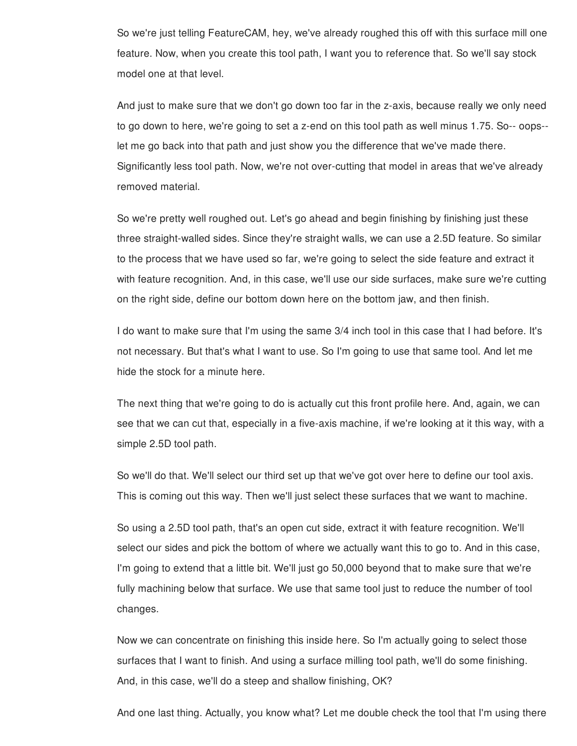So we're just telling FeatureCAM, hey, we've already roughed this off with this surface mill one feature. Now, when you create this tool path, I want you to reference that. So we'll say stock model one at that level.

And just to make sure that we don't go down too far in the z-axis, because really we only need to go down to here, we're going to set a z-end on this tool path as well minus 1.75. So-- oops-- let me go back into that path and just show you the difference that we've made there. Significantly less tool path. Now, we're not over-cutting that model in areas that we've already removed material.

So we're pretty well roughed out. Let's go ahead and begin finishing by finishing just these three straight-walled sides. Since they're straight walls, we can use a 2.5D feature. So similar to the process that we have used so far, we're going to select the side feature and extract it with feature recognition. And, in this case, we'll use our side surfaces, make sure we're cutting on the right side, define our bottom down here on the bottom jaw, and then finish.

I do want to make sure that I'm using the same 3/4 inch tool in this case that I had before. It's not necessary. But that's what I want to use. So I'm going to use that same tool. And let me hide the stock for a minute here.

The next thing that we're going to do is actually cut this front profile here. And, again, we can see that we can cut that, especially in a five-axis machine, if we're looking at it this way, with a simple 2.5D tool path.

So we'll do that. We'll select our third set up that we've got over here to define our tool axis. This is coming out this way. Then we'll just select these surfaces that we want to machine.

So using a 2.5D tool path, that's an open cut side, extract it with feature recognition. We'll select our sides and pick the bottom of where we actually want this to go to. And in this case, I'm going to extend that a little bit. We'll just go 50,000 beyond that to make sure that we're fully machining below that surface. We use that same tool just to reduce the number of tool changes.

Now we can concentrate on finishing this inside here. So I'm actually going to select those surfaces that I want to finish. And using a surface milling tool path, we'll do some finishing. And, in this case, we'll do a steep and shallow finishing, OK?

And one last thing. Actually, you know what? Let me double check the tool that I'm using there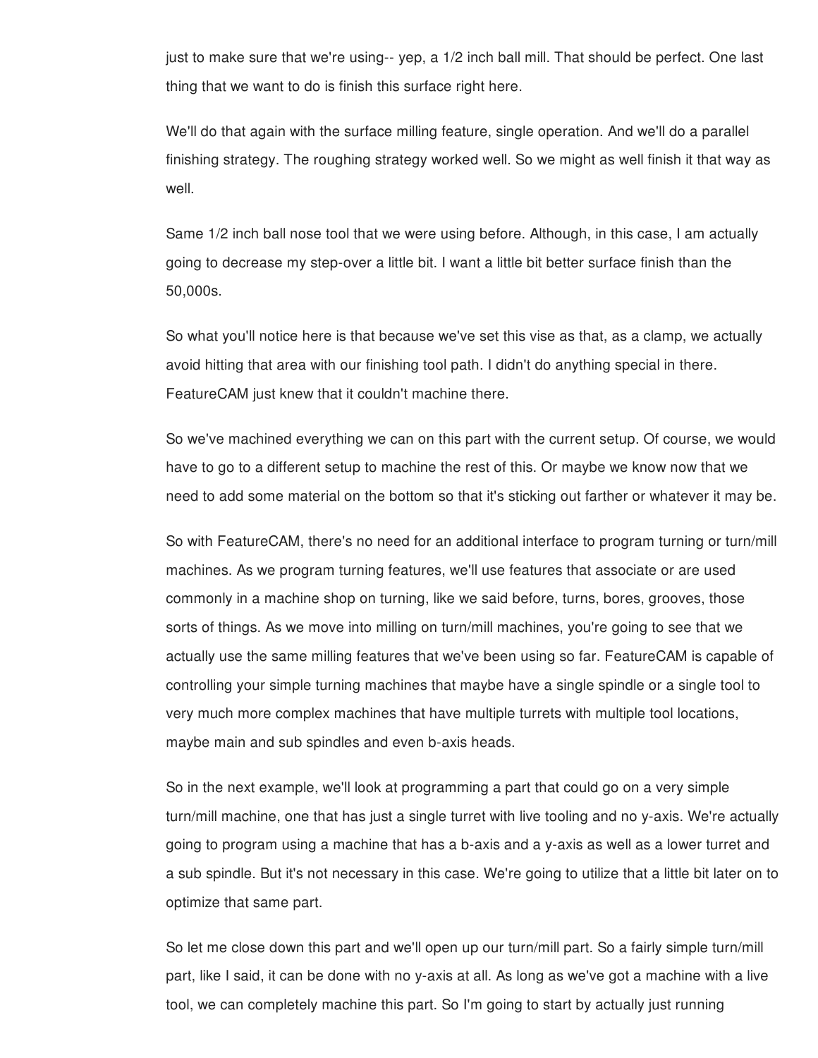just to make sure that we're using-- yep, a 1/2 inch ball mill. That should be perfect. One last thing that we want to do is finish this surface right here.

We'll do that again with the surface milling feature, single operation. And we'll do a parallel finishing strategy. The roughing strategy worked well. So we might as well finish it that way as well.

Same 1/2 inch ball nose tool that we were using before. Although, in this case, I am actually going to decrease my step-over a little bit. I want a little bit better surface finish than the 50,000s.

So what you'll notice here is that because we've set this vise as that, as a clamp, we actually avoid hitting that area with our finishing tool path. I didn't do anything special in there. FeatureCAM just knew that it couldn't machine there.

So we've machined everything we can on this part with the current setup. Of course, we would have to go to a different setup to machine the rest of this. Or maybe we know now that we need to add some material on the bottom so that it's sticking out farther or whatever it may be.

So with FeatureCAM, there's no need for an additional interface to program turning or turn/mill machines. As we program turning features, we'll use features that associate or are used commonly in a machine shop on turning, like we said before, turns, bores, grooves, those sorts of things. As we move into milling on turn/mill machines, you're going to see that we actually use the same milling features that we've been using so far. FeatureCAM is capable of controlling your simple turning machines that maybe have a single spindle or a single tool to very much more complex machines that have multiple turrets with multiple tool locations, maybe main and sub spindles and even b-axis heads.

So in the next example, we'll look at programming a part that could go on a very simple turn/mill machine, one that has just a single turret with live tooling and no y-axis. We're actually going to program using a machine that has a b-axis and a y-axis as well as a lower turret and a sub spindle. But it's not necessary in this case. We're going to utilize that a little bit later on to optimize that same part.

So let me close down this part and we'll open up our turn/mill part. So a fairly simple turn/mill part, like I said, it can be done with no y-axis at all. As long as we've got a machine with a live tool, we can completely machine this part. So I'm going to start by actually just running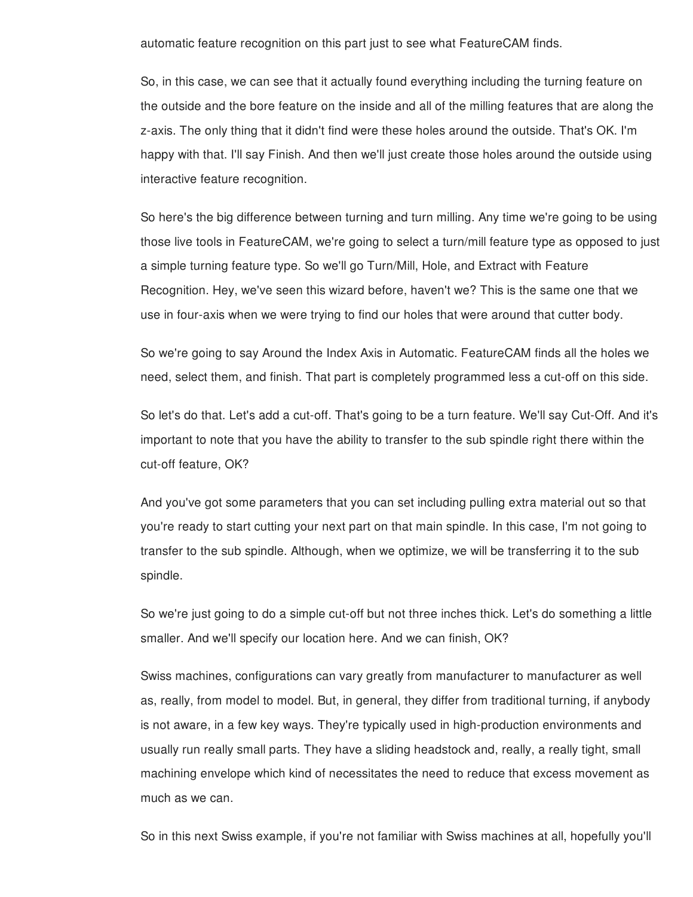automatic feature recognition on this part just to see what FeatureCAM finds.

So, in this case, we can see that it actually found everything including the turning feature on the outside and the bore feature on the inside and all of the milling features that are along the z-axis. The only thing that it didn't find were these holes around the outside. That's OK. I'm happy with that. I'll say Finish. And then we'll just create those holes around the outside using interactive feature recognition.

So here's the big difference between turning and turn milling. Any time we're going to be using those live tools in FeatureCAM, we're going to select a turn/mill feature type as opposed to just a simple turning feature type. So we'll go Turn/Mill, Hole, and Extract with Feature Recognition. Hey, we've seen this wizard before, haven't we? This is the same one that we use in four-axis when we were trying to find our holes that were around that cutter body.

So we're going to say Around the Index Axis in Automatic. FeatureCAM finds all the holes we need, select them, and finish. That part is completely programmed less a cut-off on this side.

So let's do that. Let's add a cut-off. That's going to be a turn feature. We'll say Cut-Off. And it's important to note that you have the ability to transfer to the sub spindle right there within the cut-off feature, OK?

And you've got some parameters that you can set including pulling extra material out so that you're ready to start cutting your next part on that main spindle. In this case, I'm not going to transfer to the sub spindle. Although, when we optimize, we will be transferring it to the sub spindle.

So we're just going to do a simple cut-off but not three inches thick. Let's do something a little smaller. And we'll specify our location here. And we can finish, OK?

Swiss machines, configurations can vary greatly from manufacturer to manufacturer as well as, really, from model to model. But, in general, they differ from traditional turning, if anybody is not aware, in a few key ways. They're typically used in high-production environments and usually run really small parts. They have a sliding headstock and, really, a really tight, small machining envelope which kind of necessitates the need to reduce that excess movement as much as we can.

So in this next Swiss example, if you're not familiar with Swiss machines at all, hopefully you'll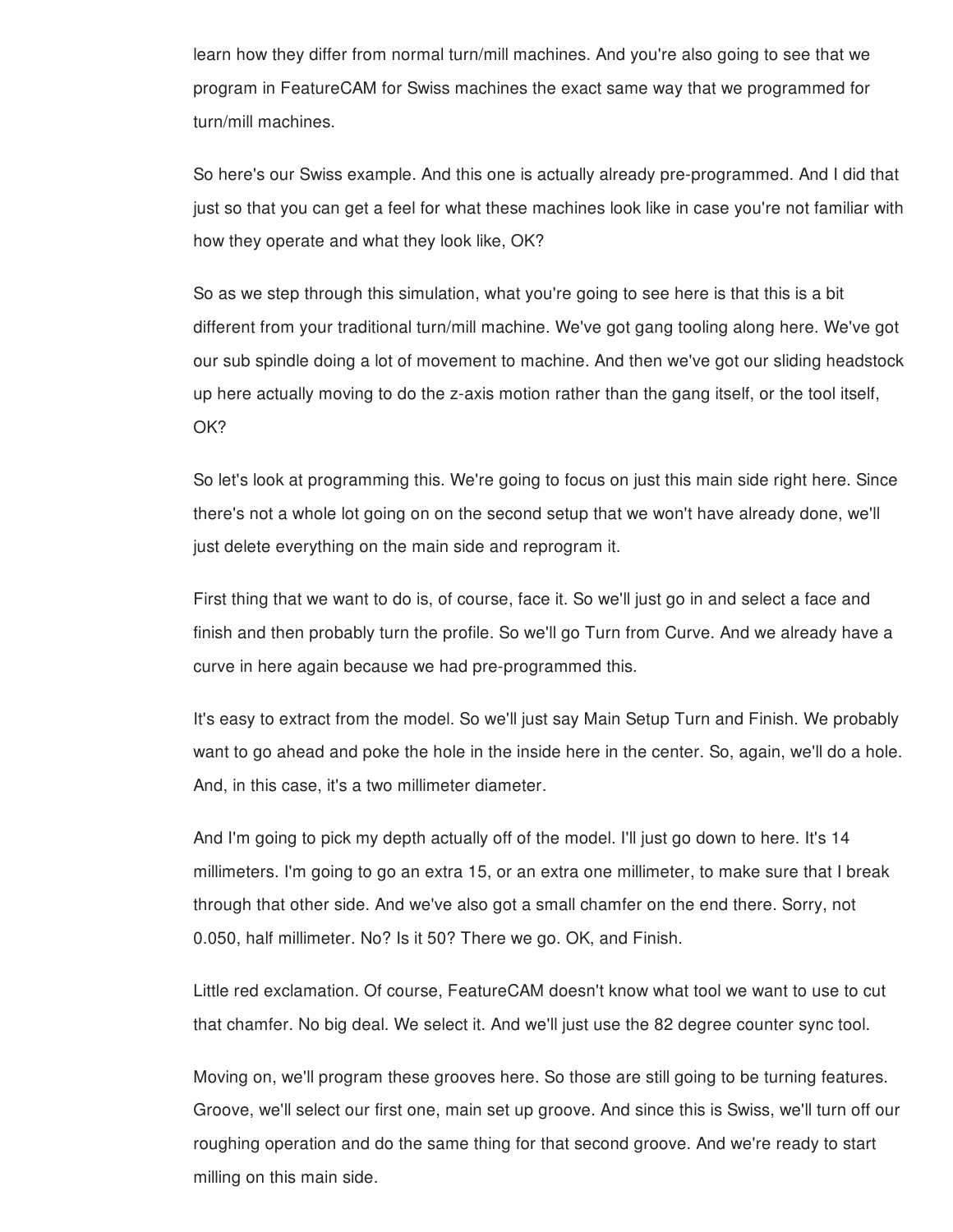learn how they differ from normal turn/mill machines. And you're also going to see that we program in FeatureCAM for Swiss machines the exact same way that we programmed for turn/mill machines.

So here's our Swiss example. And this one is actually already pre-programmed. And I did that just so that you can get a feel for what these machines look like in case you're not familiar with how they operate and what they look like, OK?

So as we step through this simulation, what you're going to see here is that this is a bit different from your traditional turn/mill machine. We've got gang tooling along here. We've got our sub spindle doing a lot of movement to machine. And then we've got our sliding headstock up here actually moving to do the z-axis motion rather than the gang itself, or the tool itself, OK?

So let's look at programming this. We're going to focus on just this main side right here. Since there's not a whole lot going on on the second setup that we won't have already done, we'll just delete everything on the main side and reprogram it.

First thing that we want to do is, of course, face it. So we'll just go in and select a face and finish and then probably turn the profile. So we'll go Turn from Curve. And we already have a curve in here again because we had pre-programmed this.

It's easy to extract from the model. So we'll just say Main Setup Turn and Finish. We probably want to go ahead and poke the hole in the inside here in the center. So, again, we'll do a hole. And, in this case, it's a two millimeter diameter.

And I'm going to pick my depth actually off of the model. I'll just go down to here. It's 14 millimeters. I'm going to go an extra 15, or an extra one millimeter, to make sure that I break through that other side. And we've also got a small chamfer on the end there. Sorry, not 0.050, half millimeter. No? Is it 50? There we go. OK, and Finish.

Little red exclamation. Of course, FeatureCAM doesn't know what tool we want to use to cut that chamfer. No big deal. We select it. And we'll just use the 82 degree counter sync tool.

Moving on, we'll program these grooves here. So those are still going to be turning features. Groove, we'll select our first one, main set up groove. And since this is Swiss, we'll turn off our roughing operation and do the same thing for that second groove. And we're ready to start milling on this main side.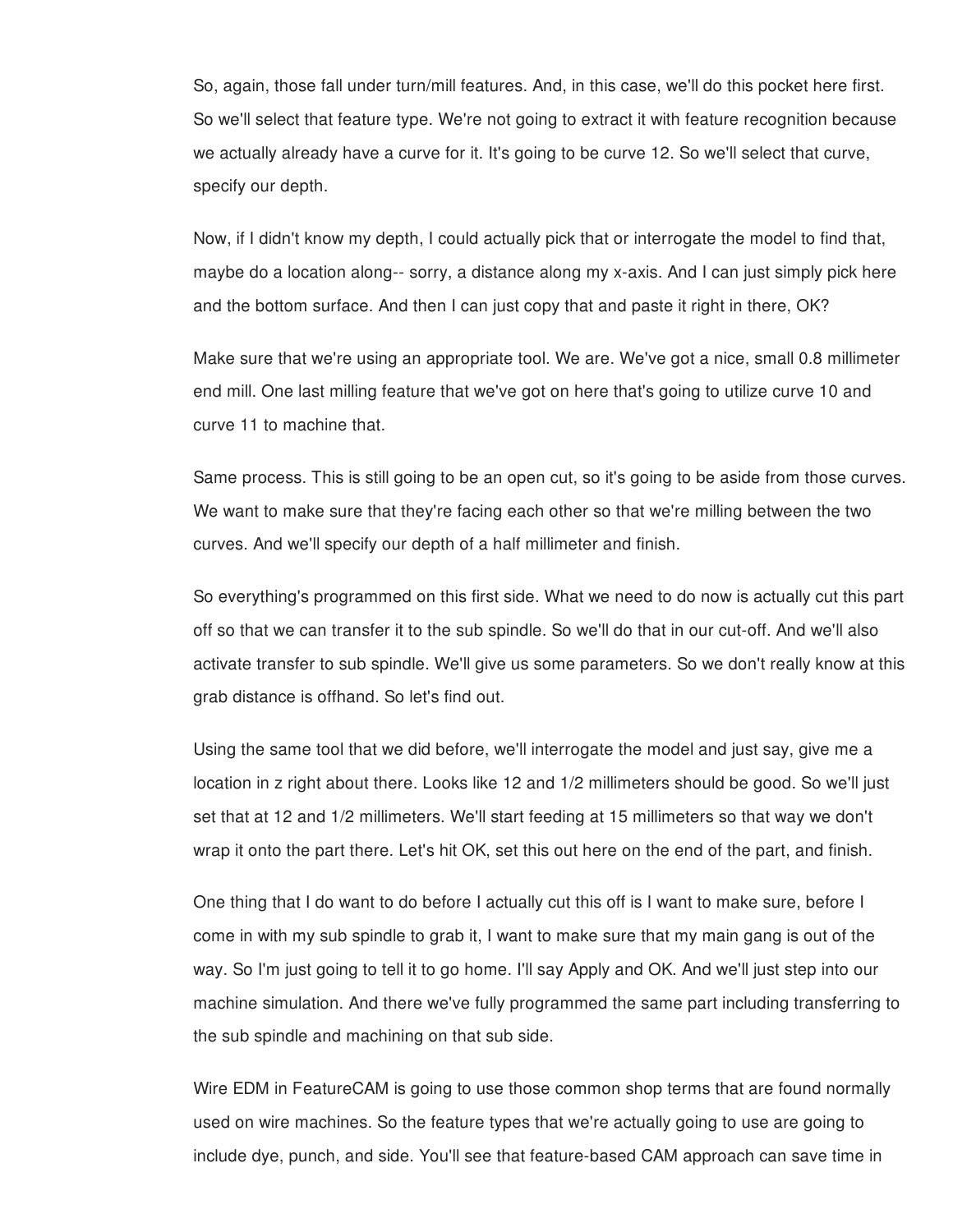So, again, those fall under turn/mill features. And, in this case, we'll do this pocket here first. So we'll select that feature type. We're not going to extract it with feature recognition because we actually already have a curve for it. It's going to be curve 12. So we'll select that curve, specify our depth.

Now, if I didn't know my depth, I could actually pick that or interrogate the model to find that, maybe do a location along-- sorry, a distance along my x-axis. And I can just simply pick here and the bottom surface. And then I can just copy that and paste it right in there, OK?

Make sure that we're using an appropriate tool. We are. We've got a nice, small 0.8 millimeter end mill. One last milling feature that we've got on here that's going to utilize curve 10 and curve 11 to machine that.

Same process. This is still going to be an open cut, so it's going to be aside from those curves. We want to make sure that they're facing each other so that we're milling between the two curves. And we'll specify our depth of a half millimeter and finish.

So everything's programmed on this first side. What we need to do now is actually cut this part off so that we can transfer it to the sub spindle. So we'll do that in our cut-off. And we'll also activate transfer to sub spindle. We'll give us some parameters. So we don't really know at this grab distance is offhand. So let's find out.

Using the same tool that we did before, we'll interrogate the model and just say, give me a location in z right about there. Looks like 12 and 1/2 millimeters should be good. So we'll just set that at 12 and 1/2 millimeters. We'll start feeding at 15 millimeters so that way we don't wrap it onto the part there. Let's hit OK, set this out here on the end of the part, and finish.

One thing that I do want to do before I actually cut this off is I want to make sure, before I come in with my sub spindle to grab it, I want to make sure that my main gang is out of the way. So I'm just going to tell it to go home. I'll say Apply and OK. And we'll just step into our machine simulation. And there we've fully programmed the same part including transferring to the sub spindle and machining on that sub side.

Wire EDM in FeatureCAM is going to use those common shop terms that are found normally used on wire machines. So the feature types that we're actually going to use are going to include dye, punch, and side. You'll see that feature-based CAM approach can save time in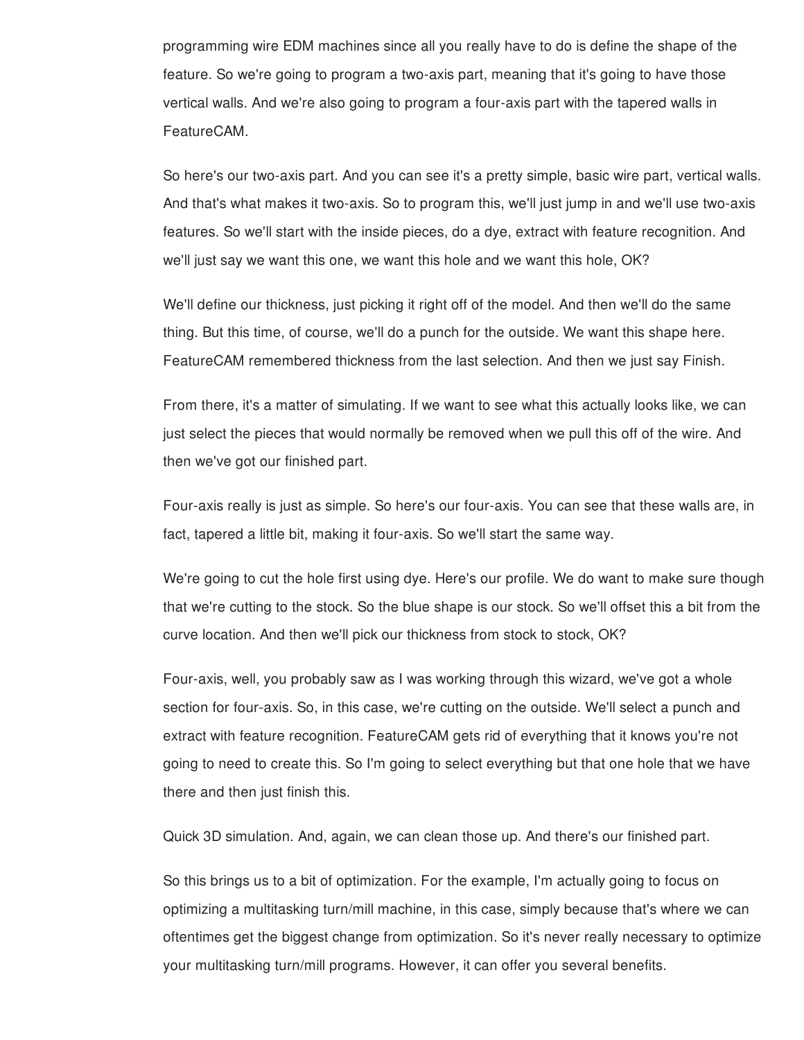programming wire EDM machines since all you really have to do is define the shape of the feature. So we're going to program a two-axis part, meaning that it's going to have those vertical walls. And we're also going to program a four-axis part with the tapered walls in FeatureCAM.

So here's our two-axis part. And you can see it's a pretty simple, basic wire part, vertical walls. And that's what makes it two-axis. So to program this, we'll just jump in and we'll use two-axis features. So we'll start with the inside pieces, do a dye, extract with feature recognition. And we'll just say we want this one, we want this hole and we want this hole, OK?

We'll define our thickness, just picking it right off of the model. And then we'll do the same thing. But this time, of course, we'll do a punch for the outside. We want this shape here. FeatureCAM remembered thickness from the last selection. And then we just say Finish.

From there, it's a matter of simulating. If we want to see what this actually looks like, we can just select the pieces that would normally be removed when we pull this off of the wire. And then we've got our finished part.

Four-axis really is just as simple. So here's our four-axis. You can see that these walls are, in fact, tapered a little bit, making it four-axis. So we'll start the same way.

We're going to cut the hole first using dye. Here's our profile. We do want to make sure though that we're cutting to the stock. So the blue shape is our stock. So we'll offset this a bit from the curve location. And then we'll pick our thickness from stock to stock, OK?

Four-axis, well, you probably saw as I was working through this wizard, we've got a whole section for four-axis. So, in this case, we're cutting on the outside. We'll select a punch and extract with feature recognition. FeatureCAM gets rid of everything that it knows you're not going to need to create this. So I'm going to select everything but that one hole that we have there and then just finish this.

Quick 3D simulation. And, again, we can clean those up. And there's our finished part.

So this brings us to a bit of optimization. For the example, I'm actually going to focus on optimizing a multitasking turn/mill machine, in this case, simply because that's where we can oftentimes get the biggest change from optimization. So it's never really necessary to optimize your multitasking turn/mill programs. However, it can offer you several benefits.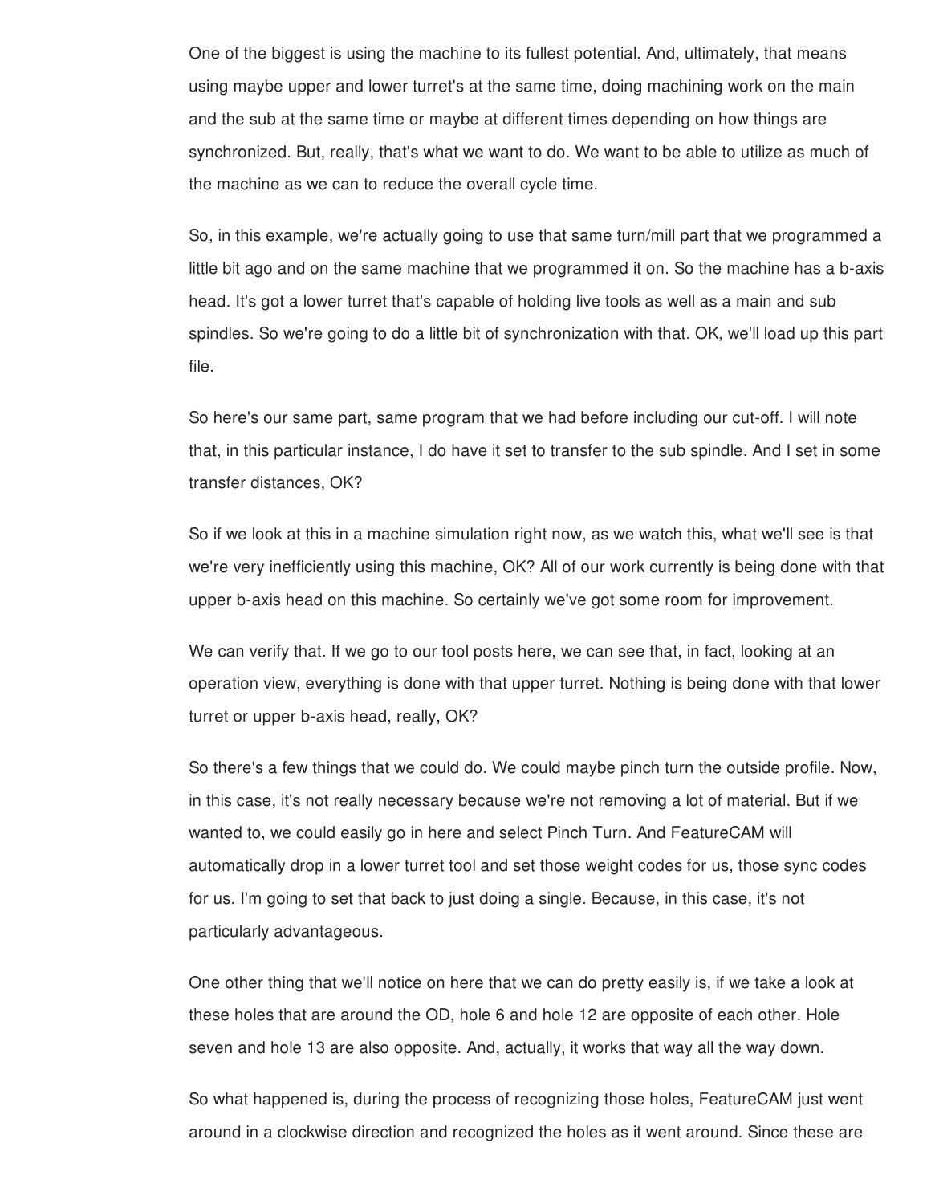One of the biggest is using the machine to its fullest potential. And, ultimately, that means using maybe upper and lower turret's at the same time, doing machining work on the main and the sub at the same time or maybe at different times depending on how things are synchronized. But, really, that's what we want to do. We want to be able to utilize as much of the machine as we can to reduce the overall cycle time.

So, in this example, we're actually going to use that same turn/mill part that we programmed a little bit ago and on the same machine that we programmed it on. So the machine has a b-axis head. It's got a lower turret that's capable of holding live tools as well as a main and sub spindles. So we're going to do a little bit of synchronization with that. OK, we'll load up this part file.

So here's our same part, same program that we had before including our cut-off. I will note that, in this particular instance, I do have it set to transfer to the sub spindle. And I set in some transfer distances, OK?

So if we look at this in a machine simulation right now, as we watch this, what we'll see is that we're very inefficiently using this machine, OK? All of our work currently is being done with that upper b-axis head on this machine. So certainly we've got some room for improvement.

We can verify that. If we go to our tool posts here, we can see that, in fact, looking at an operation view, everything is done with that upper turret. Nothing is being done with that lower turret or upper b-axis head, really, OK?

So there's a few things that we could do. We could maybe pinch turn the outside profile. Now, in this case, it's not really necessary because we're not removing a lot of material. But if we wanted to, we could easily go in here and select Pinch Turn. And FeatureCAM will automatically drop in a lower turret tool and set those weight codes for us, those sync codes for us. I'm going to set that back to just doing a single. Because, in this case, it's not particularly advantageous.

One other thing that we'll notice on here that we can do pretty easily is, if we take a look at these holes that are around the OD, hole 6 and hole 12 are opposite of each other. Hole seven and hole 13 are also opposite. And, actually, it works that way all the way down.

So what happened is, during the process of recognizing those holes, FeatureCAM just went around in a clockwise direction and recognized the holes as it went around. Since these are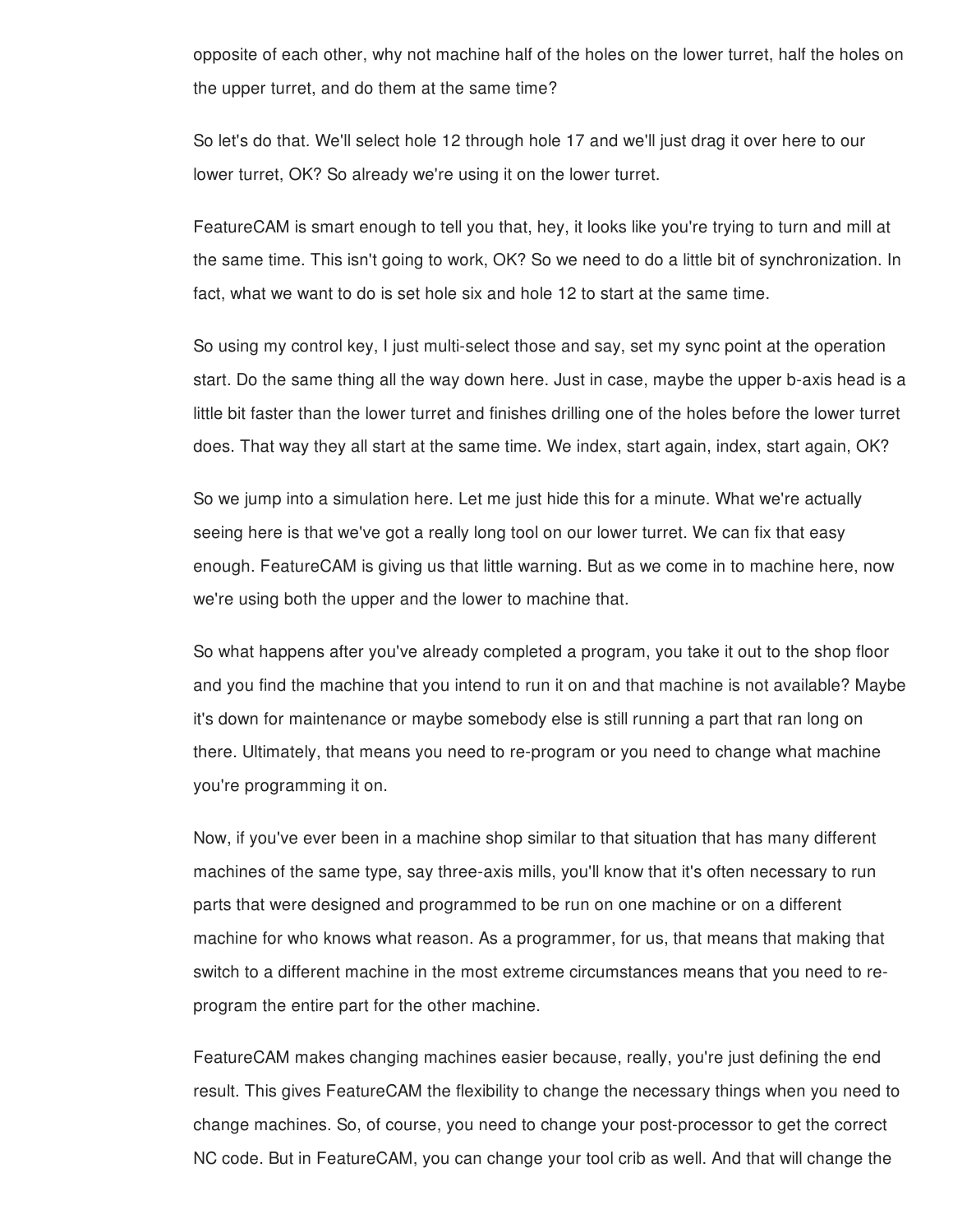opposite of each other, why not machine half of the holes on the lower turret, half the holes on the upper turret, and do them at the same time?

So let's do that. We'll select hole 12 through hole 17 and we'll just drag it over here to our lower turret, OK? So already we're using it on the lower turret.

FeatureCAM is smart enough to tell you that, hey, it looks like you're trying to turn and mill at the same time. This isn't going to work, OK? So we need to do a little bit of synchronization. In fact, what we want to do is set hole six and hole 12 to start at the same time.

So using my control key, I just multi-select those and say, set my sync point at the operation start. Do the same thing all the way down here. Just in case, maybe the upper b-axis head is a little bit faster than the lower turret and finishes drilling one of the holes before the lower turret does. That way they all start at the same time. We index, start again, index, start again, OK?

So we jump into a simulation here. Let me just hide this for a minute. What we're actually seeing here is that we've got a really long tool on our lower turret. We can fix that easy enough. FeatureCAM is giving us that little warning. But as we come in to machine here, now we're using both the upper and the lower to machine that.

So what happens after you've already completed a program, you take it out to the shop floor and you find the machine that you intend to run it on and that machine is not available? Maybe it's down for maintenance or maybe somebody else is still running a part that ran long on there. Ultimately, that means you need to re-program or you need to change what machine you're programming it on.

Now, if you've ever been in a machine shop similar to that situation that has many different machines of the same type, say three-axis mills, you'll know that it's often necessary to run parts that were designed and programmed to be run on one machine or on a different machine for who knows what reason. As a programmer, for us, that means that making that switch to a different machine in the most extreme circumstances means that you need to re-program the entire part for the other machine.

FeatureCAM makes changing machines easier because, really, you're just defining the end result. This gives FeatureCAM the flexibility to change the necessary things when you need to change machines. So, of course, you need to change your post-processor to get the correct NC code. But in FeatureCAM, you can change your tool crib as well. And that will change the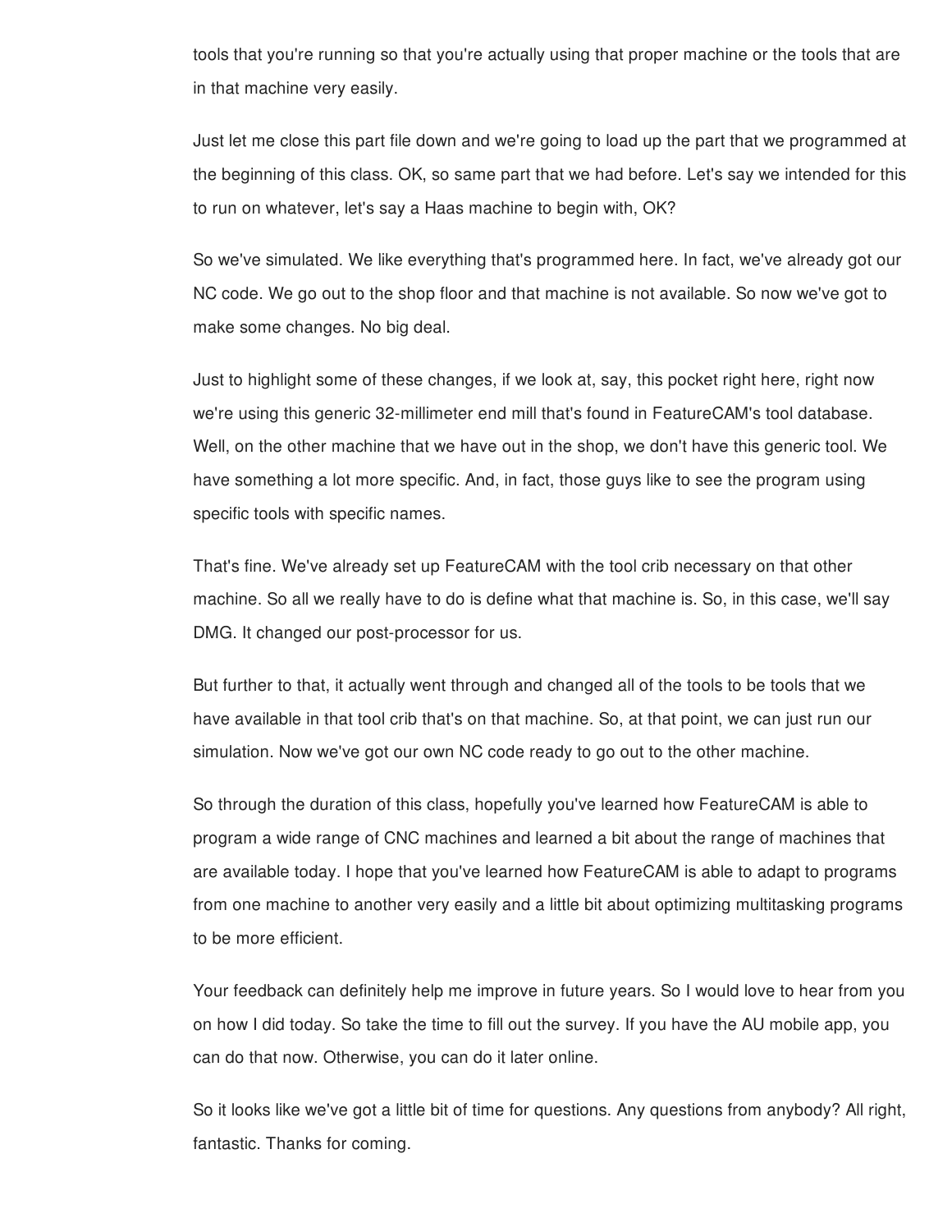tools that you're running so that you're actually using that proper machine or the tools that are in that machine very easily.

Just let me close this part file down and we're going to load up the part that we programmed at the beginning of this class. OK, so same part that we had before. Let's say we intended for this to run on whatever, let's say a Haas machine to begin with, OK?

So we've simulated. We like everything that's programmed here. In fact, we've already got our NC code. We go out to the shop floor and that machine is not available. So now we've got to make some changes. No big deal.

Just to highlight some of these changes, if we look at, say, this pocket right here, right now we're using this generic 32-millimeter end mill that's found in FeatureCAM's tool database. Well, on the other machine that we have out in the shop, we don't have this generic tool. We have something a lot more specific. And, in fact, those guys like to see the program using specific tools with specific names.

That's fine. We've already set up FeatureCAM with the tool crib necessary on that other machine. So all we really have to do is define what that machine is. So, in this case, we'll say DMG. It changed our post-processor for us.

But further to that, it actually went through and changed all of the tools to be tools that we have available in that tool crib that's on that machine. So, at that point, we can just run our simulation. Now we've got our own NC code ready to go out to the other machine.

So through the duration of this class, hopefully you've learned how FeatureCAM is able to program a wide range of CNC machines and learned a bit about the range of machines that are available today. I hope that you've learned how FeatureCAM is able to adapt to programs from one machine to another very easily and a little bit about optimizing multitasking programs to be more efficient.

Your feedback can definitely help me improve in future years. So I would love to hear from you on how I did today. So take the time to fill out the survey. If you have the AU mobile app, you can do that now. Otherwise, you can do it later online.

So it looks like we've got a little bit of time for questions. Any questions from anybody? All right, fantastic. Thanks for coming.